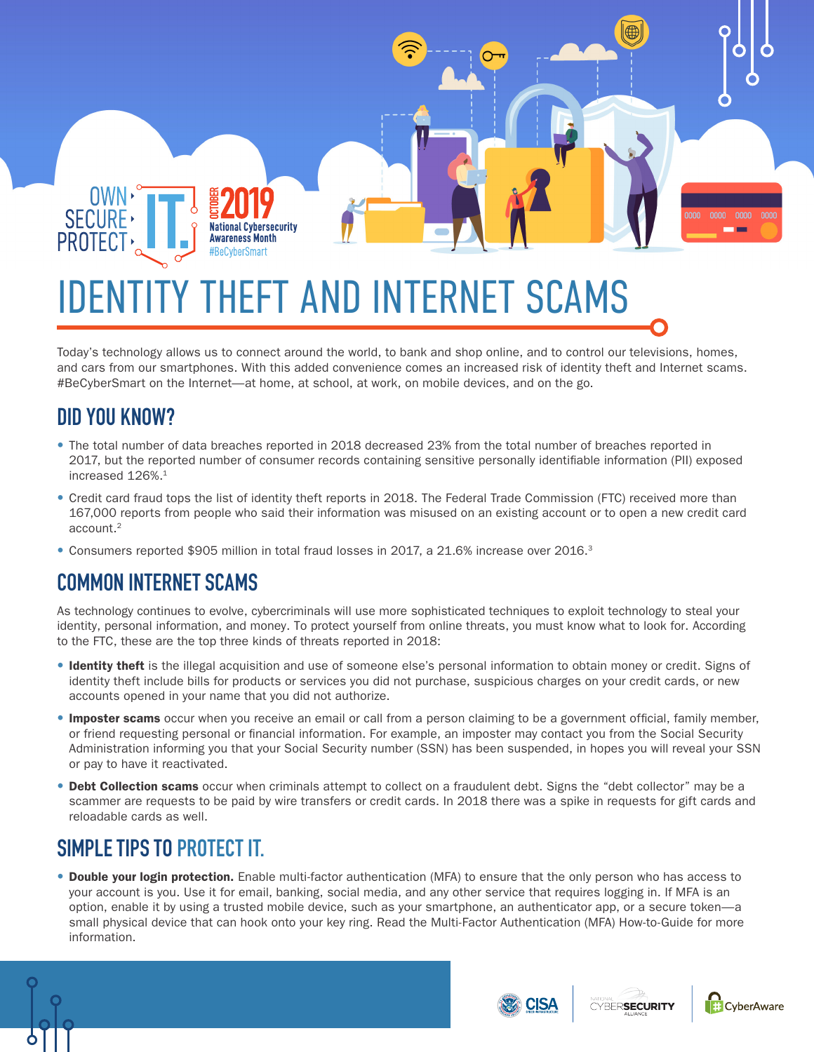OWN SECURE PROTECT IT.

OCTOBER 2019 National Cybersecurity Awareness Month #BeCyberSmart

# IDENTITY THEFT AND INTERNET SCAMS

Today's technology allows us to connect around the world, to bank and shop online, and to control our televisions, homes, and cars from our smartphones. With this added convenience comes an increased risk of identity theft and Internet scams. #BeCyberSmart on the Internet—at home, at school, at work, on mobile devices, and on the go.

## DID YOU KNOW?

- The total number of data breaches reported in 2018 decreased 23% from the total number of breaches reported in 2017, but the reported number of consumer records containing sensitive personally identifiable information (PII) exposed increased 126%.[1]
- Credit card fraud tops the list of identity theft reports in 2018. The Federal Trade Commission (FTC) received more than 167,000 reports from people who said their information was misused on an existing account or to open a new credit card account.[2]
- Consumers reported $905 million in total fraud losses in 2017, a 21.6% increase over 2016.[3]

## COMMON INTERNET SCAMS

As technology continues to evolve, cybercriminals will use more sophisticated techniques to exploit technology to steal your identity, personal information, and money. To protect yourself from online threats, you must know what to look for. According to the FTC, these are the top three kinds of threats reported in 2018:

- **Identity theft** is the illegal acquisition and use of someone else's personal information to obtain money or credit. Signs of identity theft include bills for products or services you did not purchase, suspicious charges on your credit cards, or new accounts opened in your name that you did not authorize.
- **Imposter scams** occur when you receive an email or call from a person claiming to be a government official, family member, or friend requesting personal or financial information. For example, an imposter may contact you from the Social Security Administration informing you that your Social Security number (SSN) has been suspended, in hopes you will reveal your SSN or pay to have it reactivated.
- **Debt Collection scams** occur when criminals attempt to collect on a fraudulent debt. Signs the "debt collector" may be a scammer are requests to be paid by wire transfers or credit cards. In 2018 there was a spike in requests for gift cards and reloadable cards as well.

## SIMPLE TIPS TO PROTECT IT.

- **Double your login protection.** Enable multi-factor authentication (MFA) to ensure that the only person who has access to your account is you. Use it for email, banking, social media, and any other service that requires logging in. If MFA is an option, enable it by using a trusted mobile device, such as your smartphone, an authenticator app, or a secure token—a small physical device that can hook onto your key ring. Read the Multi-Factor Authentication (MFA) How-to-Guide for more information.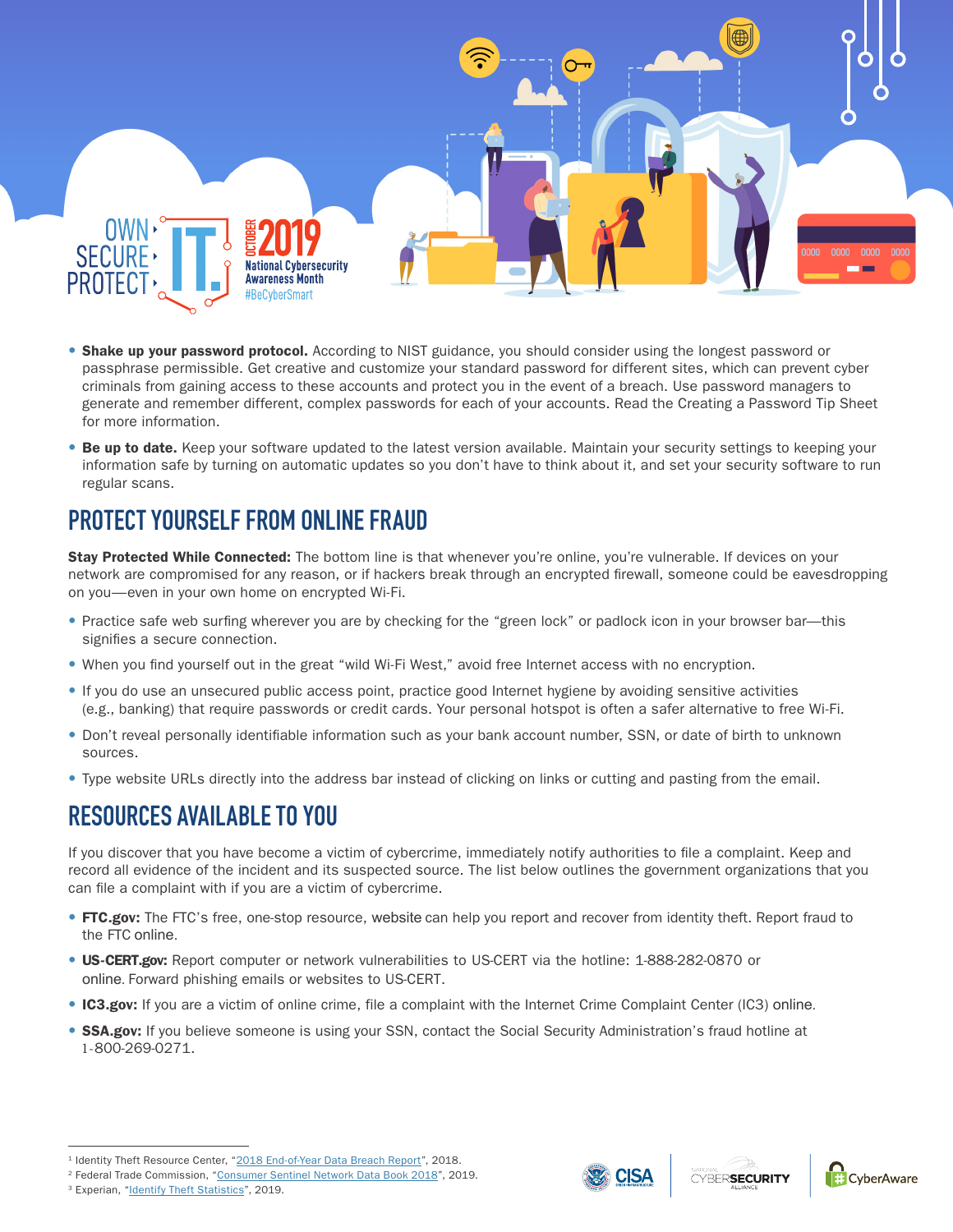- **Shake up your password protocol.** According to NIST guidance, you should consider using the longest password or passphrase permissible. Get creative and customize your standard password for different sites, which can prevent cyber criminals from gaining access to these accounts and protect you in the event of a breach. Use password managers to generate and remember different, complex passwords for each of your accounts. Read the Creating a Password Tip Sheet for more information.
- **Be up to date.** Keep your software updated to the latest version available. Maintain your security settings to keeping your information safe by turning on automatic updates so you don't have to think about it, and set your security software to run regular scans.

## PROTECT YOURSELF FROM ONLINE FRAUD

**Stay Protected While Connected:** The bottom line is that whenever you're online, you're vulnerable. If devices on your network are compromised for any reason, or if hackers break through an encrypted firewall, someone could be eavesdropping on you—even in your own home on encrypted Wi-Fi.

- Practice safe web surfing wherever you are by checking for the "green lock" or padlock icon in your browser bar—this signifies a secure connection.
- When you find yourself out in the great "wild Wi-Fi West," avoid free Internet access with no encryption.
- If you do use an unsecured public access point, practice good Internet hygiene by avoiding sensitive activities (e.g., banking) that require passwords or credit cards. Your personal hotspot is often a safer alternative to free Wi-Fi.
- Don't reveal personally identifiable information such as your bank account number, SSN, or date of birth to unknown sources.
- Type website URLs directly into the address bar instead of clicking on links or cutting and pasting from the email.

## RESOURCES AVAILABLE TO YOU

If you discover that you have become a victim of cybercrime, immediately notify authorities to file a complaint. Keep and record all evidence of the incident and its suspected source. The list below outlines the government organizations that you can file a complaint with if you are a victim of cybercrime.

- **FTC.gov:** The FTC's free, one-stop resource, website can help you report and recover from identity theft. Report fraud to the FTC online.
- **US-CERT.gov:** Report computer or network vulnerabilities to US-CERT via the hotline: 1-888-282-0870 or online. Forward phishing emails or websites to US-CERT.
- **IC3.gov:** If you are a victim of online crime, file a complaint with the Internet Crime Complaint Center (IC3) online.
- **SSA.gov:** If you believe someone is using your SSN, contact the Social Security Administration's fraud hotline at 1-800-269-0271.

[1] Identity Theft Resource Center, "2018 End-of-Year Data Breach Report", 2018.
[2] Federal Trade Commission, "Consumer Sentinel Network Data Book 2018", 2019.
[3] Experian, "Identify Theft Statistics", 2019.